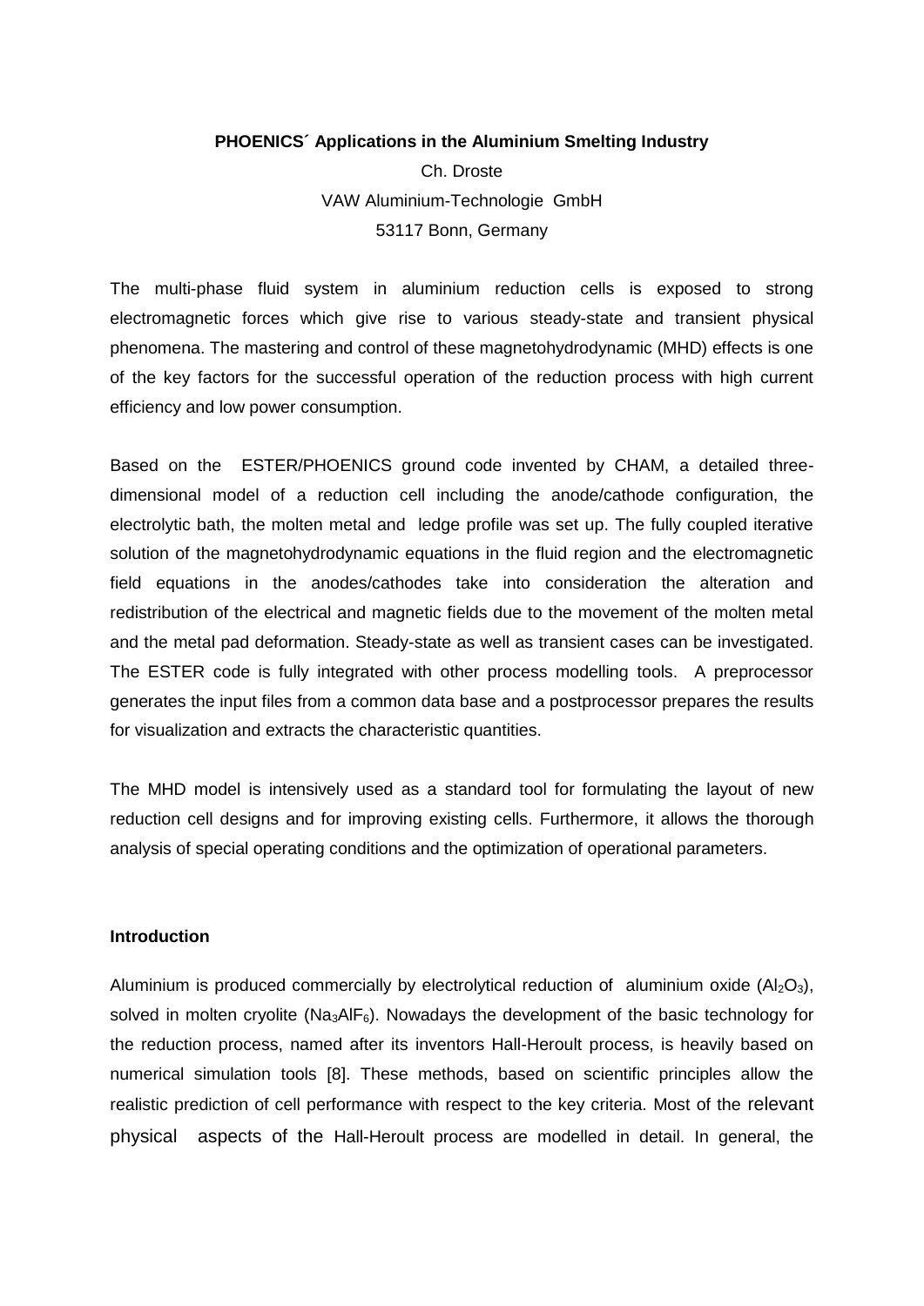**PHOENICS´ Applications in the Aluminium Smelting Industry**

Ch. Droste

VAW Aluminium-Technologie GmbH

53117 Bonn, Germany

The multi-phase fluid system in aluminium reduction cells is exposed to strong electromagnetic forces which give rise to various steady-state and transient physical phenomena. The mastering and control of these magnetohydrodynamic (MHD) effects is one of the key factors for the successful operation of the reduction process with high current efficiency and low power consumption.

Based on the ESTER/PHOENICS ground code invented by CHAM, a detailed three-dimensional model of a reduction cell including the anode/cathode configuration, the electrolytic bath, the molten metal and ledge profile was set up. The fully coupled iterative solution of the magnetohydrodynamic equations in the fluid region and the electromagnetic field equations in the anodes/cathodes take into consideration the alteration and redistribution of the electrical and magnetic fields due to the movement of the molten metal and the metal pad deformation. Steady-state as well as transient cases can be investigated. The ESTER code is fully integrated with other process modelling tools. A preprocessor generates the input files from a common data base and a postprocessor prepares the results for visualization and extracts the characteristic quantities.

The MHD model is intensively used as a standard tool for formulating the layout of new reduction cell designs and for improving existing cells. Furthermore, it allows the thorough analysis of special operating conditions and the optimization of operational parameters.

**Introduction**

Aluminium is produced commercially by electrolytical reduction of aluminium oxide ($Al_2O_3$), solved in molten cryolite ($Na_3AlF_6$). Nowadays the development of the basic technology for the reduction process, named after its inventors Hall-Heroult process, is heavily based on numerical simulation tools [8]. These methods, based on scientific principles allow the realistic prediction of cell performance with respect to the key criteria. Most of the relevant physical aspects of the Hall-Heroult process are modelled in detail. In general, the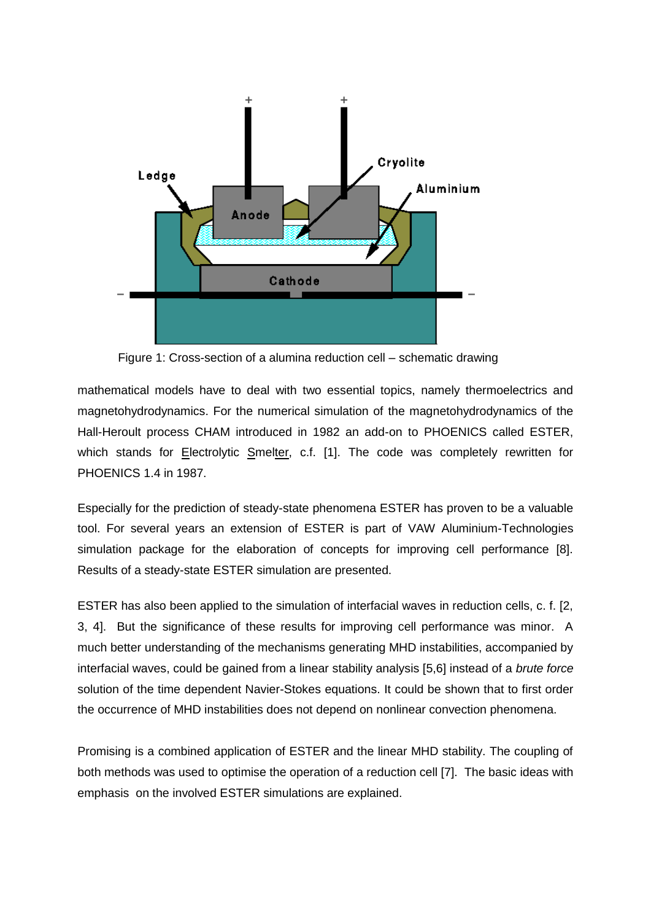Figure 1: Cross-section of a alumina reduction cell – schematic drawing

mathematical models have to deal with two essential topics, namely thermoelectrics and magnetohydrodynamics. For the numerical simulation of the magnetohydrodynamics of the Hall-Heroult process CHAM introduced in 1982 an add-on to PHOENICS called ESTER, which stands for Electrolytic Smelter, c.f. [1]. The code was completely rewritten for PHOENICS 1.4 in 1987.

Especially for the prediction of steady-state phenomena ESTER has proven to be a valuable tool. For several years an extension of ESTER is part of VAW Aluminium-Technologies simulation package for the elaboration of concepts for improving cell performance [8]. Results of a steady-state ESTER simulation are presented.

ESTER has also been applied to the simulation of interfacial waves in reduction cells, c. f. [2, 3, 4]. But the significance of these results for improving cell performance was minor. A much better understanding of the mechanisms generating MHD instabilities, accompanied by interfacial waves, could be gained from a linear stability analysis [5,6] instead of a *brute force* solution of the time dependent Navier-Stokes equations. It could be shown that to first order the occurrence of MHD instabilities does not depend on nonlinear convection phenomena.

Promising is a combined application of ESTER and the linear MHD stability. The coupling of both methods was used to optimise the operation of a reduction cell [7]. The basic ideas with emphasis on the involved ESTER simulations are explained.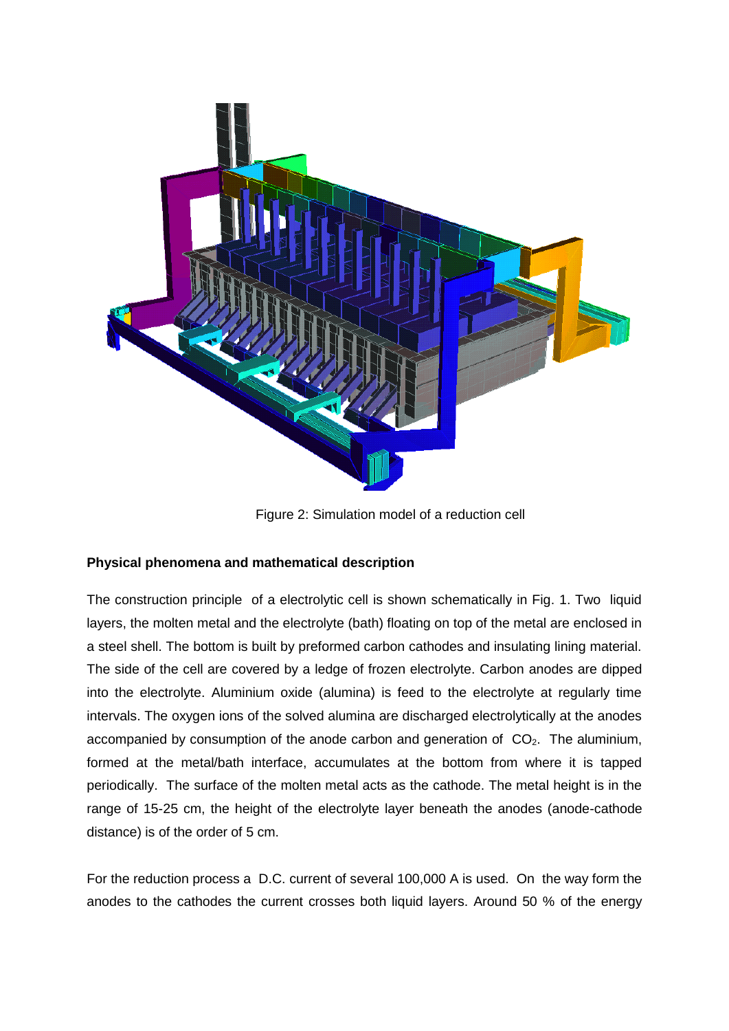Figure 2: Simulation model of a reduction cell

**Physical phenomena and mathematical description**

The construction principle of a electrolytic cell is shown schematically in Fig. 1. Two liquid layers, the molten metal and the electrolyte (bath) floating on top of the metal are enclosed in a steel shell. The bottom is built by preformed carbon cathodes and insulating lining material. The side of the cell are covered by a ledge of frozen electrolyte. Carbon anodes are dipped into the electrolyte. Aluminium oxide (alumina) is feed to the electrolyte at regularly time intervals. The oxygen ions of the solved alumina are discharged electrolytically at the anodes accompanied by consumption of the anode carbon and generation of $CO_2$. The aluminium, formed at the metal/bath interface, accumulates at the bottom from where it is tapped periodically. The surface of the molten metal acts as the cathode. The metal height is in the range of 15-25 cm, the height of the electrolyte layer beneath the anodes (anode-cathode distance) is of the order of 5 cm.

For the reduction process a D.C. current of several 100,000 A is used. On the way form the anodes to the cathodes the current crosses both liquid layers. Around 50 % of the energy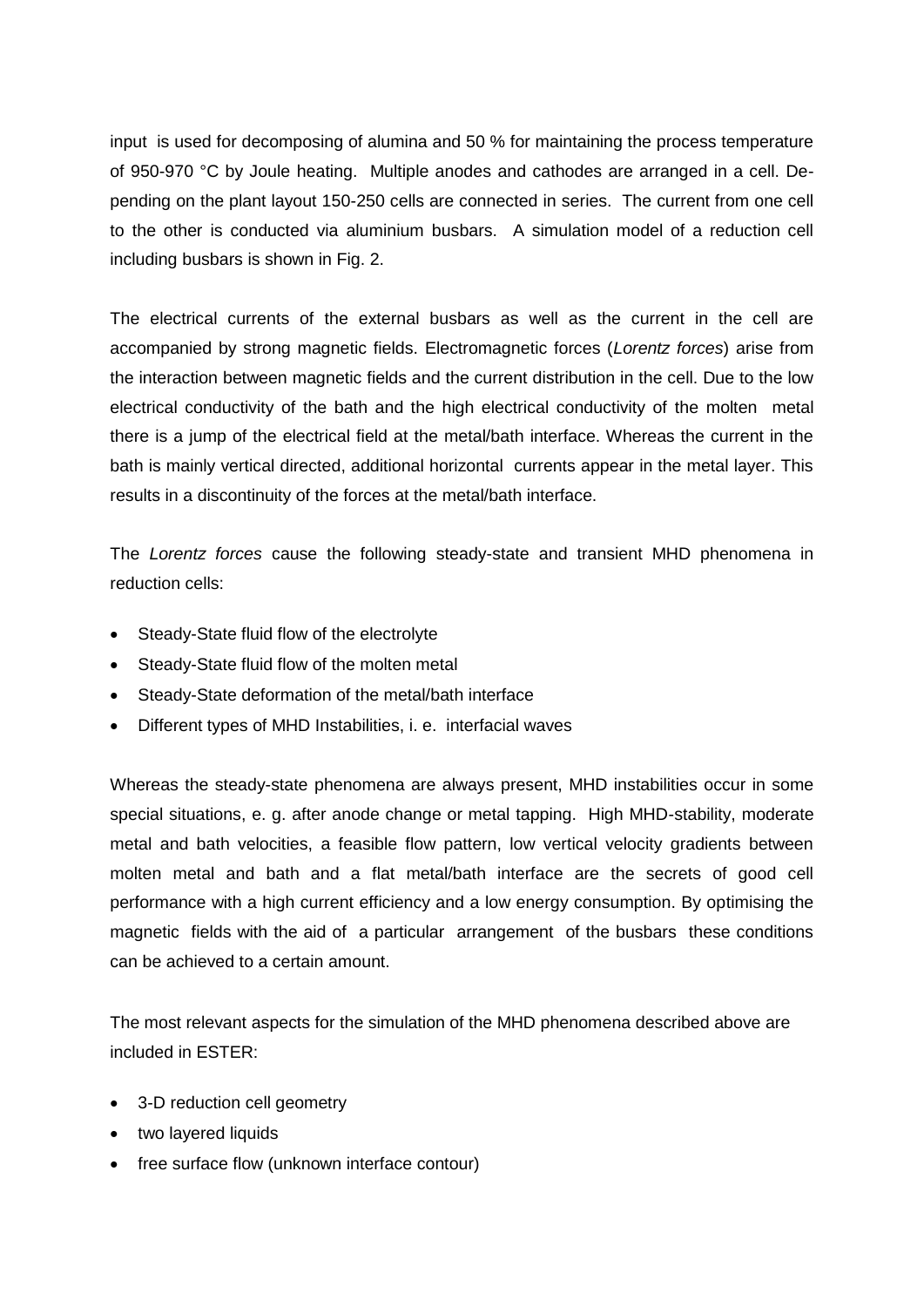input is used for decomposing of alumina and 50 % for maintaining the process temperature of 950-970 °C by Joule heating. Multiple anodes and cathodes are arranged in a cell. Depending on the plant layout 150-250 cells are connected in series. The current from one cell to the other is conducted via aluminium busbars. A simulation model of a reduction cell including busbars is shown in Fig. 2.

The electrical currents of the external busbars as well as the current in the cell are accompanied by strong magnetic fields. Electromagnetic forces (*Lorentz forces*) arise from the interaction between magnetic fields and the current distribution in the cell. Due to the low electrical conductivity of the bath and the high electrical conductivity of the molten metal there is a jump of the electrical field at the metal/bath interface. Whereas the current in the bath is mainly vertical directed, additional horizontal currents appear in the metal layer. This results in a discontinuity of the forces at the metal/bath interface.

The *Lorentz forces* cause the following steady-state and transient MHD phenomena in reduction cells:

- Steady-State fluid flow of the electrolyte
- Steady-State fluid flow of the molten metal
- Steady-State deformation of the metal/bath interface
- Different types of MHD Instabilities, i. e. interfacial waves

Whereas the steady-state phenomena are always present, MHD instabilities occur in some special situations, e. g. after anode change or metal tapping. High MHD-stability, moderate metal and bath velocities, a feasible flow pattern, low vertical velocity gradients between molten metal and bath and a flat metal/bath interface are the secrets of good cell performance with a high current efficiency and a low energy consumption. By optimising the magnetic fields with the aid of a particular arrangement of the busbars these conditions can be achieved to a certain amount.

The most relevant aspects for the simulation of the MHD phenomena described above are included in ESTER:

- 3-D reduction cell geometry
- two layered liquids
- free surface flow (unknown interface contour)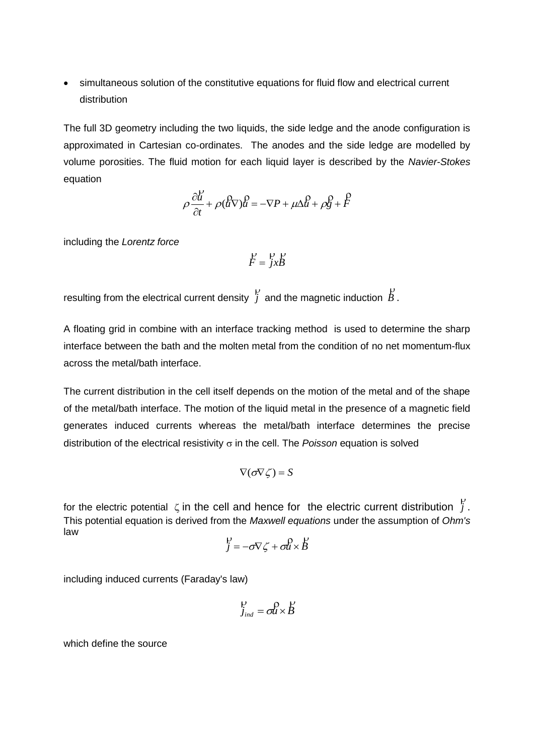- simultaneous solution of the constitutive equations for fluid flow and electrical current distribution

The full 3D geometry including the two liquids, the side ledge and the anode configuration is approximated in Cartesian co-ordinates. The anodes and the side ledge are modelled by volume porosities. The fluid motion for each liquid layer is described by the *Navier-Stokes* equation

$$\rho \frac{\partial \vec{u}}{\partial t} + \rho(\vec{u}\nabla)\vec{u} = -\nabla P + \mu\Delta\vec{u} + \rho\vec{g} + \vec{F}$$

including the *Lorentz force*

$$\vec{F} = \vec{j} x \vec{B}$$

resulting from the electrical current density $\vec{j}$ and the magnetic induction $\vec{B}$.

A floating grid in combine with an interface tracking method is used to determine the sharp interface between the bath and the molten metal from the condition of no net momentum-flux across the metal/bath interface.

The current distribution in the cell itself depends on the motion of the metal and of the shape of the metal/bath interface. The motion of the liquid metal in the presence of a magnetic field generates induced currents whereas the metal/bath interface determines the precise distribution of the electrical resistivity $\sigma$ in the cell. The *Poisson* equation is solved

$$\nabla(\sigma\nabla\zeta) = S$$

for the electric potential $\zeta$ in the cell and hence for the electric current distribution $\vec{j}$. This potential equation is derived from the *Maxwell equations* under the assumption of *Ohm's* law

$$\vec{j} = -\sigma\nabla\zeta + \sigma\vec{u} \times \vec{B}$$

including induced currents (Faraday's law)

$$\vec{j}_{ind} = \sigma\vec{u} \times \vec{B}$$

which define the source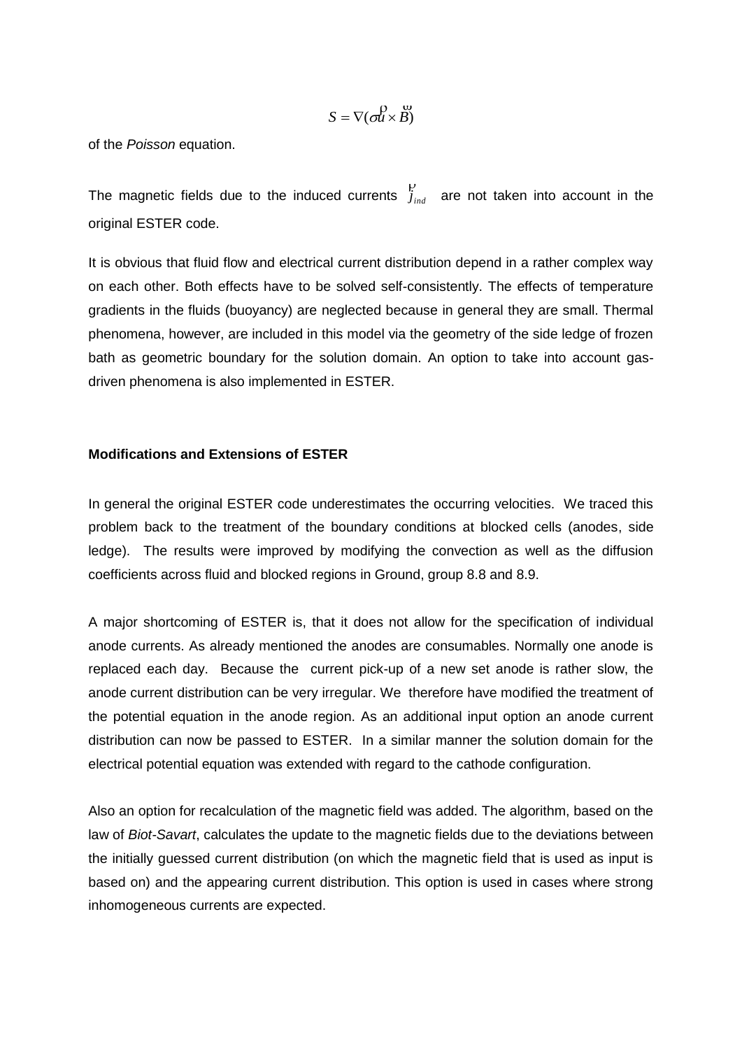$$S = \nabla(\sigma \vec{u} \times \vec{B})$$

of the *Poisson* equation.

The magnetic fields due to the induced currents $\vec{j}_{ind}$ are not taken into account in the original ESTER code.

It is obvious that fluid flow and electrical current distribution depend in a rather complex way on each other. Both effects have to be solved self-consistently. The effects of temperature gradients in the fluids (buoyancy) are neglected because in general they are small. Thermal phenomena, however, are included in this model via the geometry of the side ledge of frozen bath as geometric boundary for the solution domain. An option to take into account gas-driven phenomena is also implemented in ESTER.

**Modifications and Extensions of ESTER**

In general the original ESTER code underestimates the occurring velocities. We traced this problem back to the treatment of the boundary conditions at blocked cells (anodes, side ledge). The results were improved by modifying the convection as well as the diffusion coefficients across fluid and blocked regions in Ground, group 8.8 and 8.9.

A major shortcoming of ESTER is, that it does not allow for the specification of individual anode currents. As already mentioned the anodes are consumables. Normally one anode is replaced each day. Because the current pick-up of a new set anode is rather slow, the anode current distribution can be very irregular. We therefore have modified the treatment of the potential equation in the anode region. As an additional input option an anode current distribution can now be passed to ESTER. In a similar manner the solution domain for the electrical potential equation was extended with regard to the cathode configuration.

Also an option for recalculation of the magnetic field was added. The algorithm, based on the law of *Biot-Savart*, calculates the update to the magnetic fields due to the deviations between the initially guessed current distribution (on which the magnetic field that is used as input is based on) and the appearing current distribution. This option is used in cases where strong inhomogeneous currents are expected.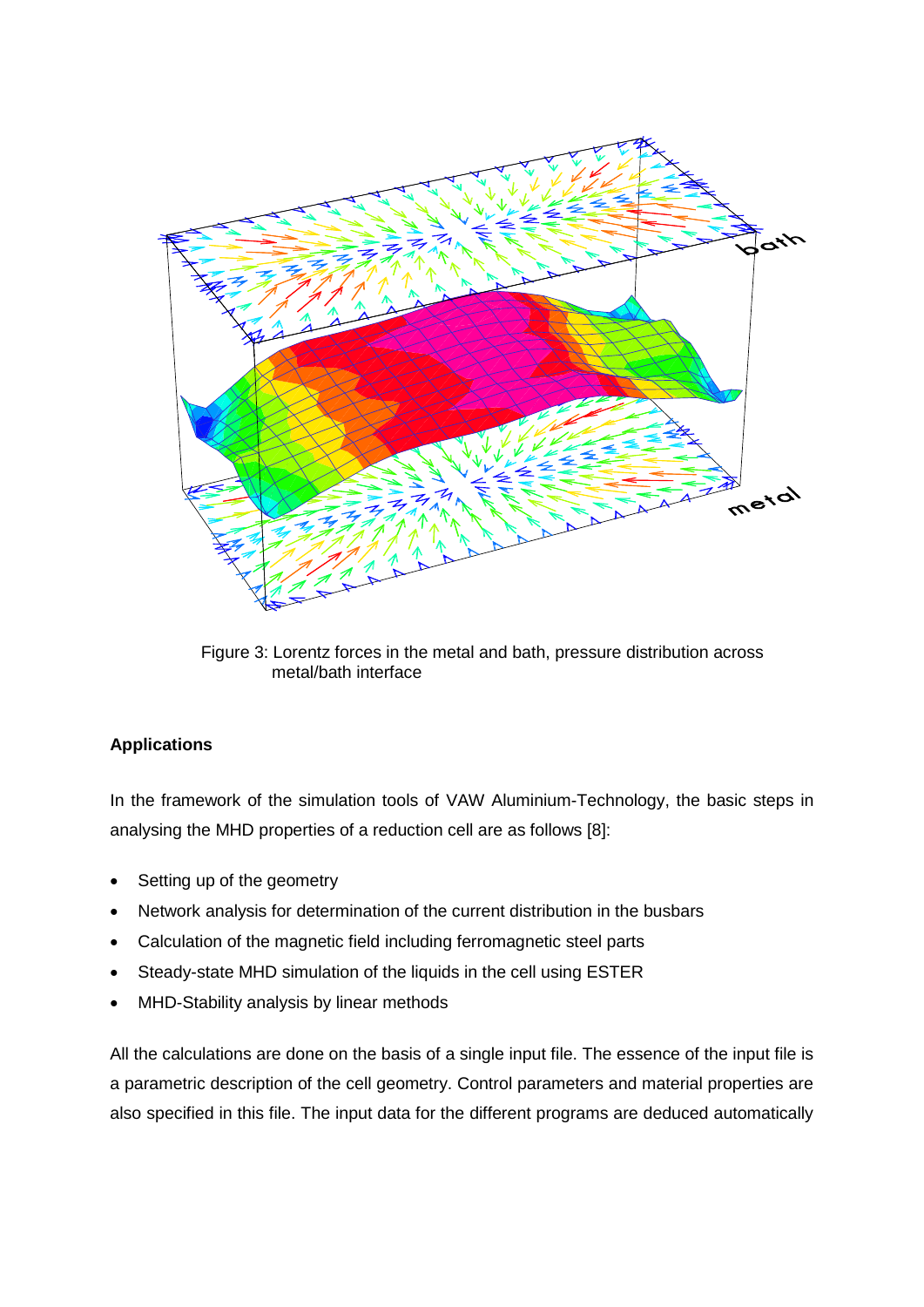Figure 3: Lorentz forces in the metal and bath, pressure distribution across metal/bath interface

**Applications**

In the framework of the simulation tools of VAW Aluminium-Technology, the basic steps in analysing the MHD properties of a reduction cell are as follows [8]:

- Setting up of the geometry
- Network analysis for determination of the current distribution in the busbars
- Calculation of the magnetic field including ferromagnetic steel parts
- Steady-state MHD simulation of the liquids in the cell using ESTER
- MHD-Stability analysis by linear methods

All the calculations are done on the basis of a single input file. The essence of the input file is a parametric description of the cell geometry. Control parameters and material properties are also specified in this file. The input data for the different programs are deduced automatically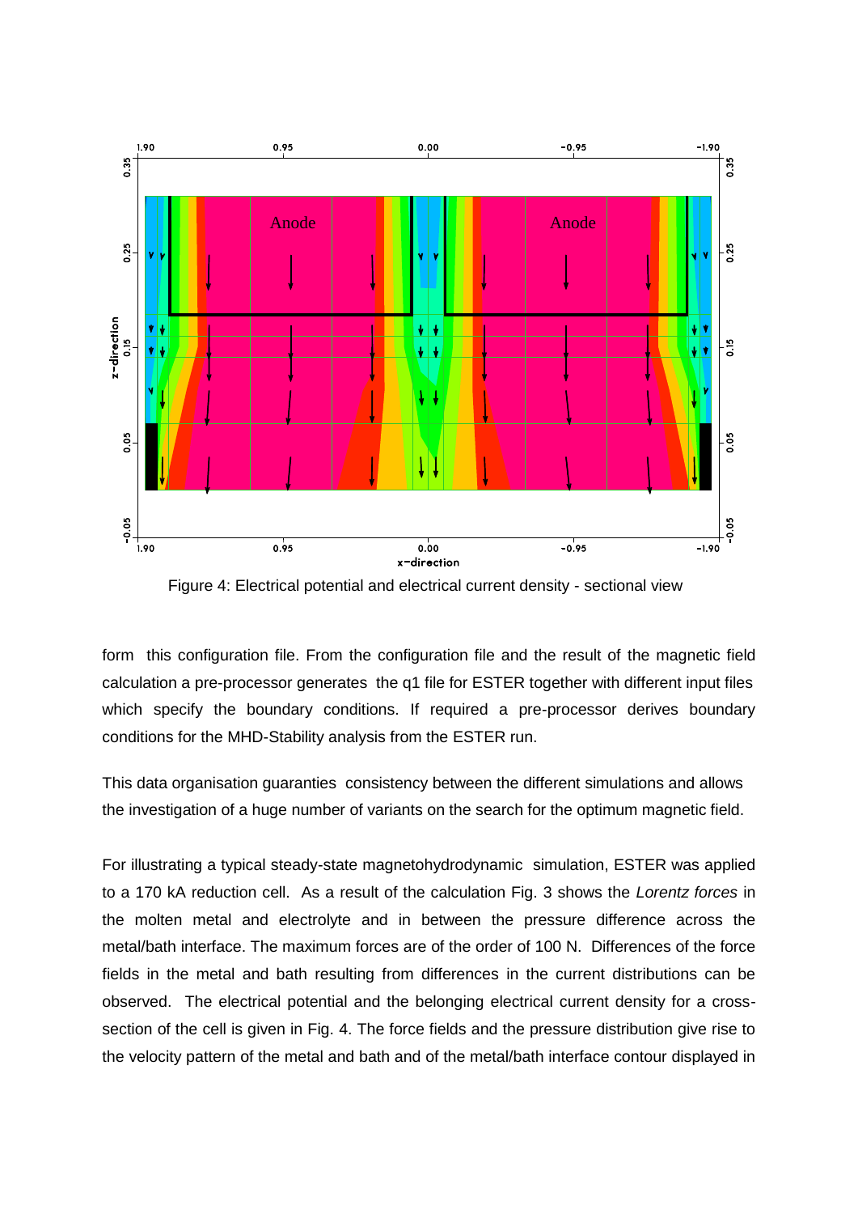Figure 4: Electrical potential and electrical current density - sectional view

form this configuration file. From the configuration file and the result of the magnetic field calculation a pre-processor generates the q1 file for ESTER together with different input files which specify the boundary conditions. If required a pre-processor derives boundary conditions for the MHD-Stability analysis from the ESTER run.

This data organisation guaranties consistency between the different simulations and allows the investigation of a huge number of variants on the search for the optimum magnetic field.

For illustrating a typical steady-state magnetohydrodynamic simulation, ESTER was applied to a 170 kA reduction cell. As a result of the calculation Fig. 3 shows the *Lorentz forces* in the molten metal and electrolyte and in between the pressure difference across the metal/bath interface. The maximum forces are of the order of 100 N. Differences of the force fields in the metal and bath resulting from differences in the current distributions can be observed. The electrical potential and the belonging electrical current density for a cross-section of the cell is given in Fig. 4. The force fields and the pressure distribution give rise to the velocity pattern of the metal and bath and of the metal/bath interface contour displayed in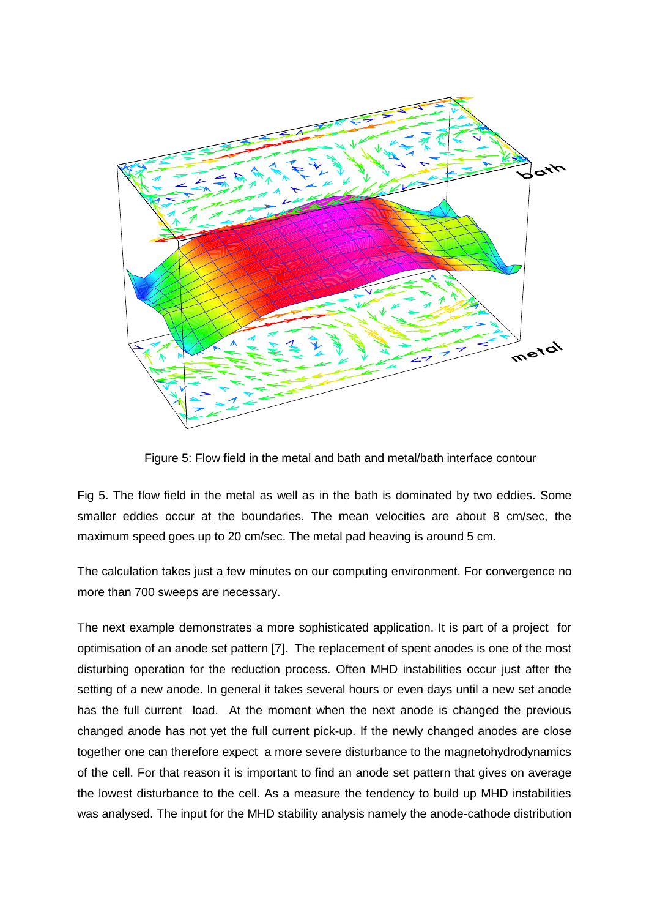Figure 5: Flow field in the metal and bath and metal/bath interface contour

Fig 5. The flow field in the metal as well as in the bath is dominated by two eddies. Some smaller eddies occur at the boundaries. The mean velocities are about 8 cm/sec, the maximum speed goes up to 20 cm/sec. The metal pad heaving is around 5 cm.

The calculation takes just a few minutes on our computing environment. For convergence no more than 700 sweeps are necessary.

The next example demonstrates a more sophisticated application. It is part of a project for optimisation of an anode set pattern [7]. The replacement of spent anodes is one of the most disturbing operation for the reduction process. Often MHD instabilities occur just after the setting of a new anode. In general it takes several hours or even days until a new set anode has the full current load. At the moment when the next anode is changed the previous changed anode has not yet the full current pick-up. If the newly changed anodes are close together one can therefore expect a more severe disturbance to the magnetohydrodynamics of the cell. For that reason it is important to find an anode set pattern that gives on average the lowest disturbance to the cell. As a measure the tendency to build up MHD instabilities was analysed. The input for the MHD stability analysis namely the anode-cathode distribution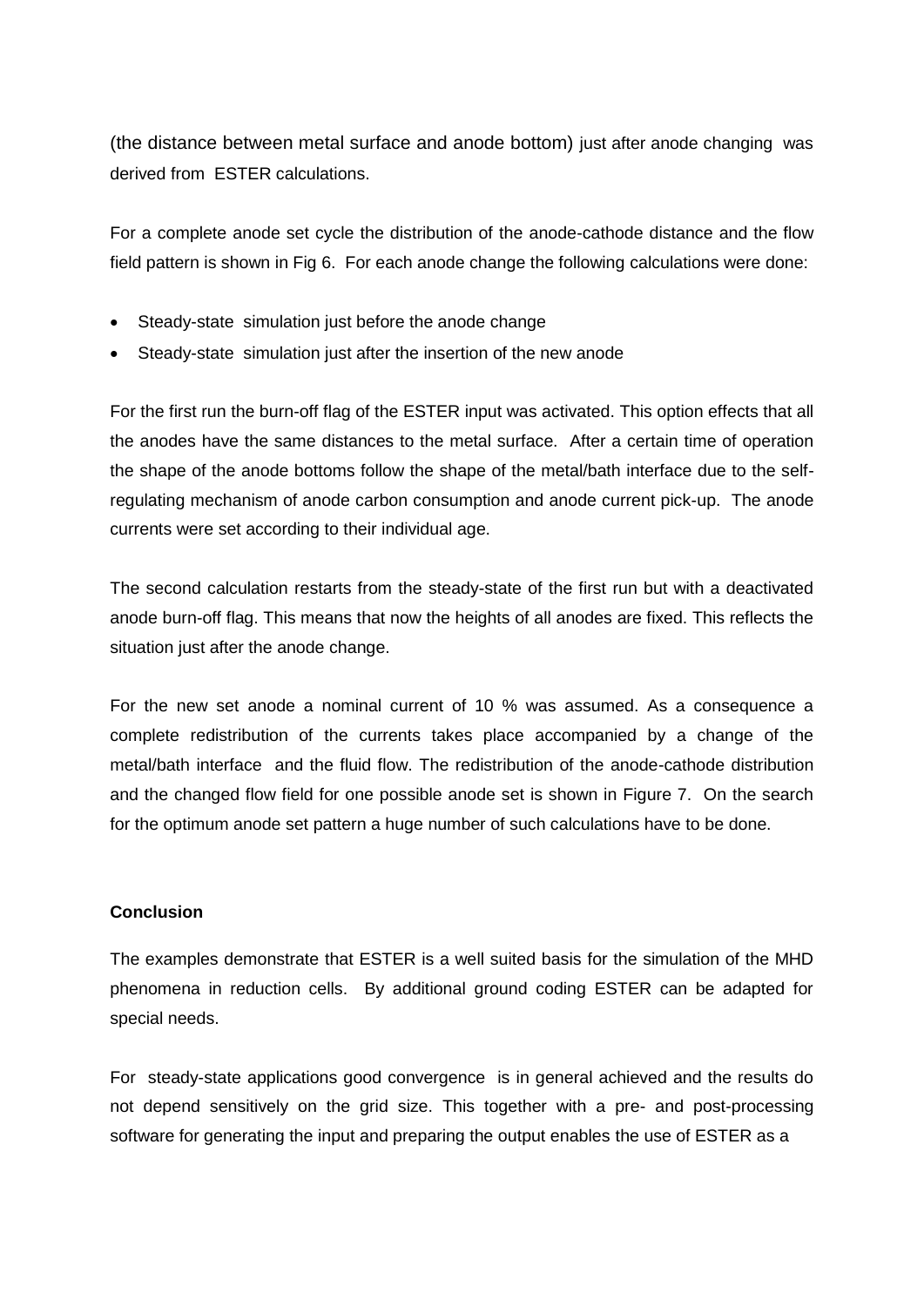(the distance between metal surface and anode bottom) just after anode changing was derived from ESTER calculations.

For a complete anode set cycle the distribution of the anode-cathode distance and the flow field pattern is shown in Fig 6. For each anode change the following calculations were done:

- Steady-state simulation just before the anode change
- Steady-state simulation just after the insertion of the new anode

For the first run the burn-off flag of the ESTER input was activated. This option effects that all the anodes have the same distances to the metal surface. After a certain time of operation the shape of the anode bottoms follow the shape of the metal/bath interface due to the self-regulating mechanism of anode carbon consumption and anode current pick-up. The anode currents were set according to their individual age.

The second calculation restarts from the steady-state of the first run but with a deactivated anode burn-off flag. This means that now the heights of all anodes are fixed. This reflects the situation just after the anode change.

For the new set anode a nominal current of 10 % was assumed. As a consequence a complete redistribution of the currents takes place accompanied by a change of the metal/bath interface and the fluid flow. The redistribution of the anode-cathode distribution and the changed flow field for one possible anode set is shown in Figure 7. On the search for the optimum anode set pattern a huge number of such calculations have to be done.

**Conclusion**

The examples demonstrate that ESTER is a well suited basis for the simulation of the MHD phenomena in reduction cells. By additional ground coding ESTER can be adapted for special needs.

For steady-state applications good convergence is in general achieved and the results do not depend sensitively on the grid size. This together with a pre- and post-processing software for generating the input and preparing the output enables the use of ESTER as a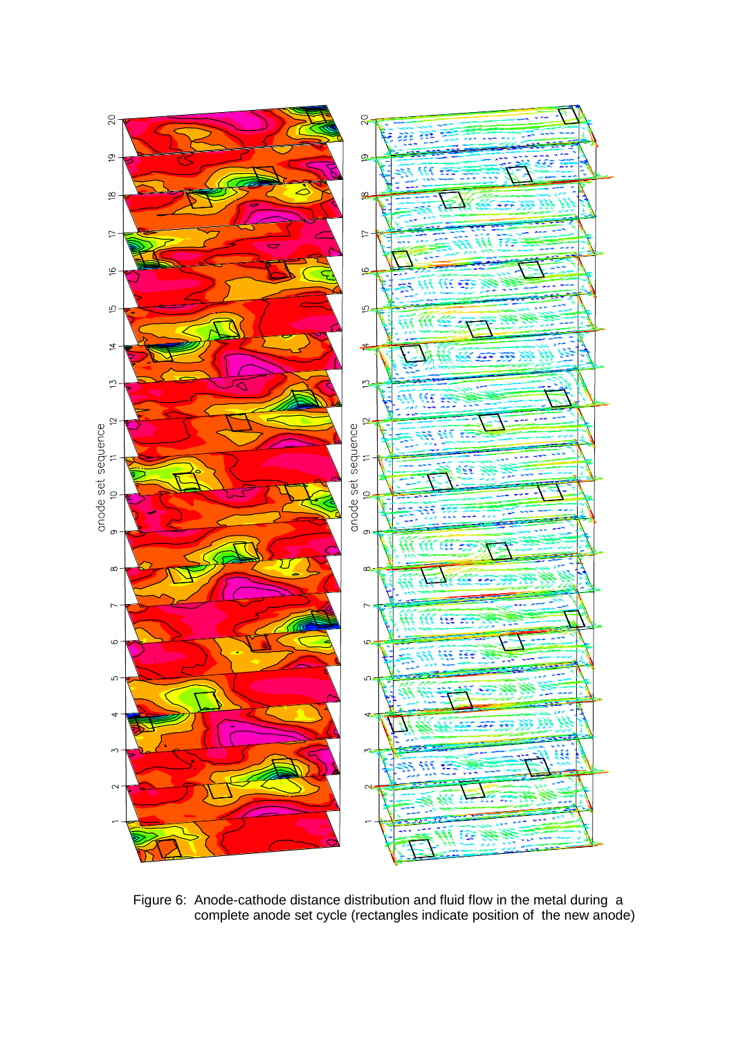Figure 6: Anode-cathode distance distribution and fluid flow in the metal during a complete anode set cycle (rectangles indicate position of the new anode)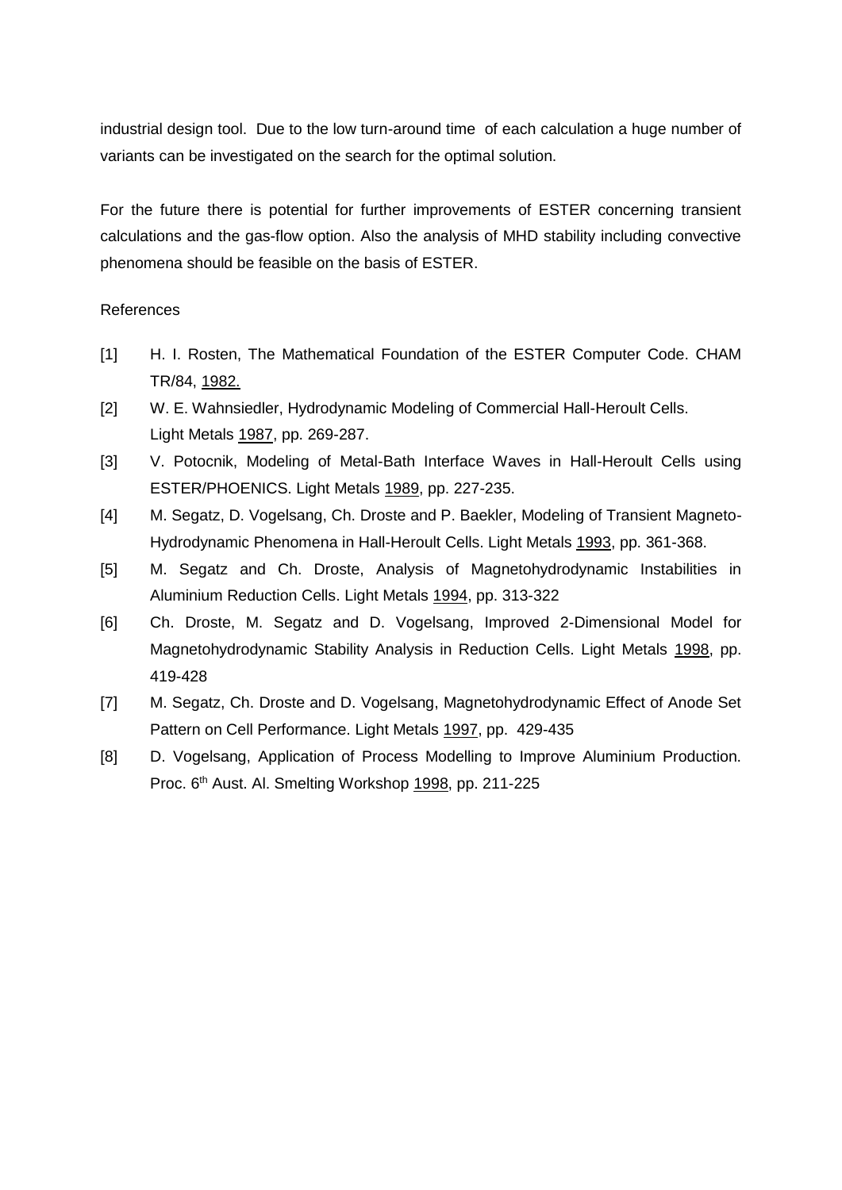industrial design tool. Due to the low turn-around time of each calculation a huge number of variants can be investigated on the search for the optimal solution.

For the future there is potential for further improvements of ESTER concerning transient calculations and the gas-flow option. Also the analysis of MHD stability including convective phenomena should be feasible on the basis of ESTER.

References

[1] H. I. Rosten, The Mathematical Foundation of the ESTER Computer Code. CHAM TR/84, 1982.

[2] W. E. Wahnsiedler, Hydrodynamic Modeling of Commercial Hall-Heroult Cells. Light Metals 1987, pp. 269-287.

[3] V. Potocnik, Modeling of Metal-Bath Interface Waves in Hall-Heroult Cells using ESTER/PHOENICS. Light Metals 1989, pp. 227-235.

[4] M. Segatz, D. Vogelsang, Ch. Droste and P. Baekler, Modeling of Transient Magneto-Hydrodynamic Phenomena in Hall-Heroult Cells. Light Metals 1993, pp. 361-368.

[5] M. Segatz and Ch. Droste, Analysis of Magnetohydrodynamic Instabilities in Aluminium Reduction Cells. Light Metals 1994, pp. 313-322

[6] Ch. Droste, M. Segatz and D. Vogelsang, Improved 2-Dimensional Model for Magnetohydrodynamic Stability Analysis in Reduction Cells. Light Metals 1998, pp. 419-428

[7] M. Segatz, Ch. Droste and D. Vogelsang, Magnetohydrodynamic Effect of Anode Set Pattern on Cell Performance. Light Metals 1997, pp. 429-435

[8] D. Vogelsang, Application of Process Modelling to Improve Aluminium Production. Proc. 6th Aust. Al. Smelting Workshop 1998, pp. 211-225